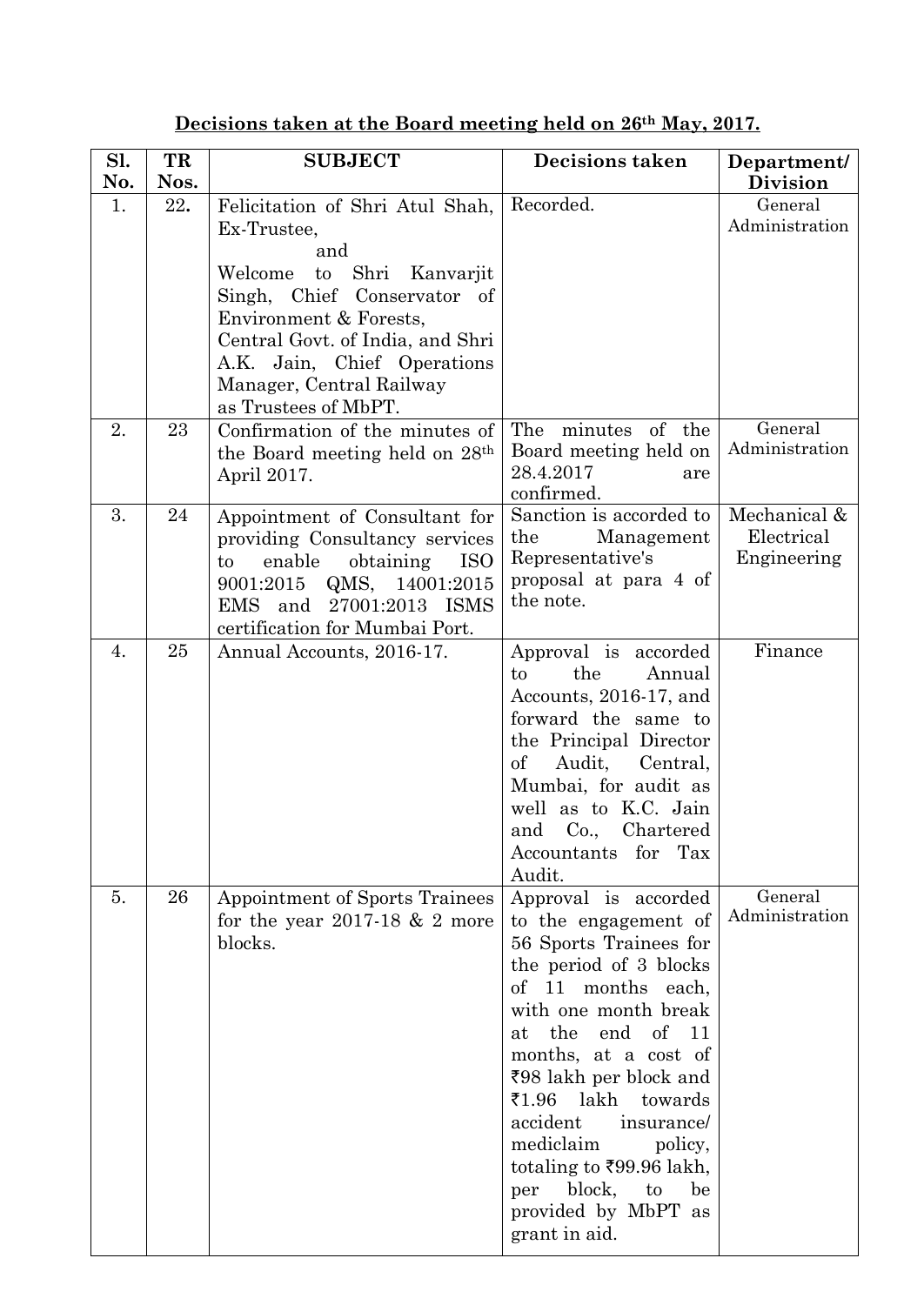**Decisions taken at the Board meeting held on 26th May, 2017.**

| Sl. No. | TR Nos. | SUBJECT | Decisions taken | Department/ Division |
|---|---|---|---|---|
| 1. | 22. | Felicitation of Shri Atul Shah, Ex-Trustee, and Welcome to Shri Kanvarjit Singh, Chief Conservator of Environment & Forests, Central Govt. of India, and Shri A.K. Jain, Chief Operations Manager, Central Railway as Trustees of MbPT. | Recorded. | General Administration |
| 2. | 23 | Confirmation of the minutes of the Board meeting held on 28th April 2017. | The minutes of the Board meeting held on 28.4.2017 are confirmed. | General Administration |
| 3. | 24 | Appointment of Consultant for providing Consultancy services to enable obtaining ISO 9001:2015 QMS, 14001:2015 EMS and 27001:2013 ISMS certification for Mumbai Port. | Sanction is accorded to the Management Representative's proposal at para 4 of the note. | Mechanical & Electrical Engineering |
| 4. | 25 | Annual Accounts, 2016-17. | Approval is accorded to the Annual Accounts, 2016-17, and forward the same to the Principal Director of Audit, Central, Mumbai, for audit as well as to K.C. Jain and Co., Chartered Accountants for Tax Audit. | Finance |
| 5. | 26 | Appointment of Sports Trainees for the year 2017-18 & 2 more blocks. | Approval is accorded to the engagement of 56 Sports Trainees for the period of 3 blocks of 11 months each, with one month break at the end of 11 months, at a cost of ₹98 lakh per block and ₹1.96 lakh towards accident insurance/ mediclaim policy, totaling to ₹99.96 lakh, per block, to be provided by MbPT as grant in aid. | General Administration |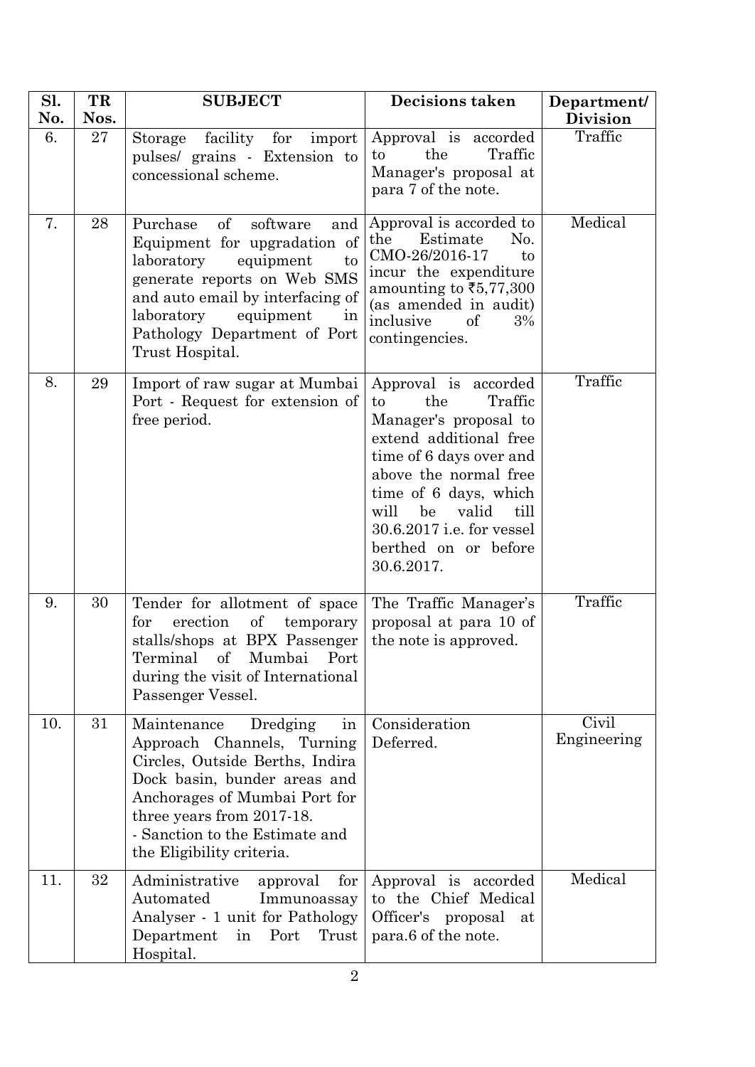| Sl. No. | TR Nos. | SUBJECT | Decisions taken | Department/ Division |
|---|---|---|---|---|
| 6. | 27 | Storage facility for import pulses/ grains - Extension to concessional scheme. | Approval is accorded to the Traffic Manager's proposal at para 7 of the note. | Traffic |
| 7. | 28 | Purchase of software and Equipment for upgradation of laboratory equipment to generate reports on Web SMS and auto email by interfacing of laboratory equipment in Pathology Department of Port Trust Hospital. | Approval is accorded to the Estimate No. CMO-26/2016-17 to incur the expenditure amounting to ₹5,77,300 (as amended in audit) inclusive of 3% contingencies. | Medical |
| 8. | 29 | Import of raw sugar at Mumbai Port - Request for extension of free period. | Approval is accorded to the Traffic Manager's proposal to extend additional free time of 6 days over and above the normal free time of 6 days, which will be valid till 30.6.2017 i.e. for vessel berthed on or before 30.6.2017. | Traffic |
| 9. | 30 | Tender for allotment of space for erection of temporary stalls/shops at BPX Passenger Terminal of Mumbai Port during the visit of International Passenger Vessel. | The Traffic Manager's proposal at para 10 of the note is approved. | Traffic |
| 10. | 31 | Maintenance Dredging in Approach Channels, Turning Circles, Outside Berths, Indira Dock basin, bunder areas and Anchorages of Mumbai Port for three years from 2017-18. - Sanction to the Estimate and the Eligibility criteria. | Consideration Deferred. | Civil Engineering |
| 11. | 32 | Administrative approval for Automated Immunoassay Analyser - 1 unit for Pathology Department in Port Trust Hospital. | Approval is accorded to the Chief Medical Officer's proposal at para.6 of the note. | Medical |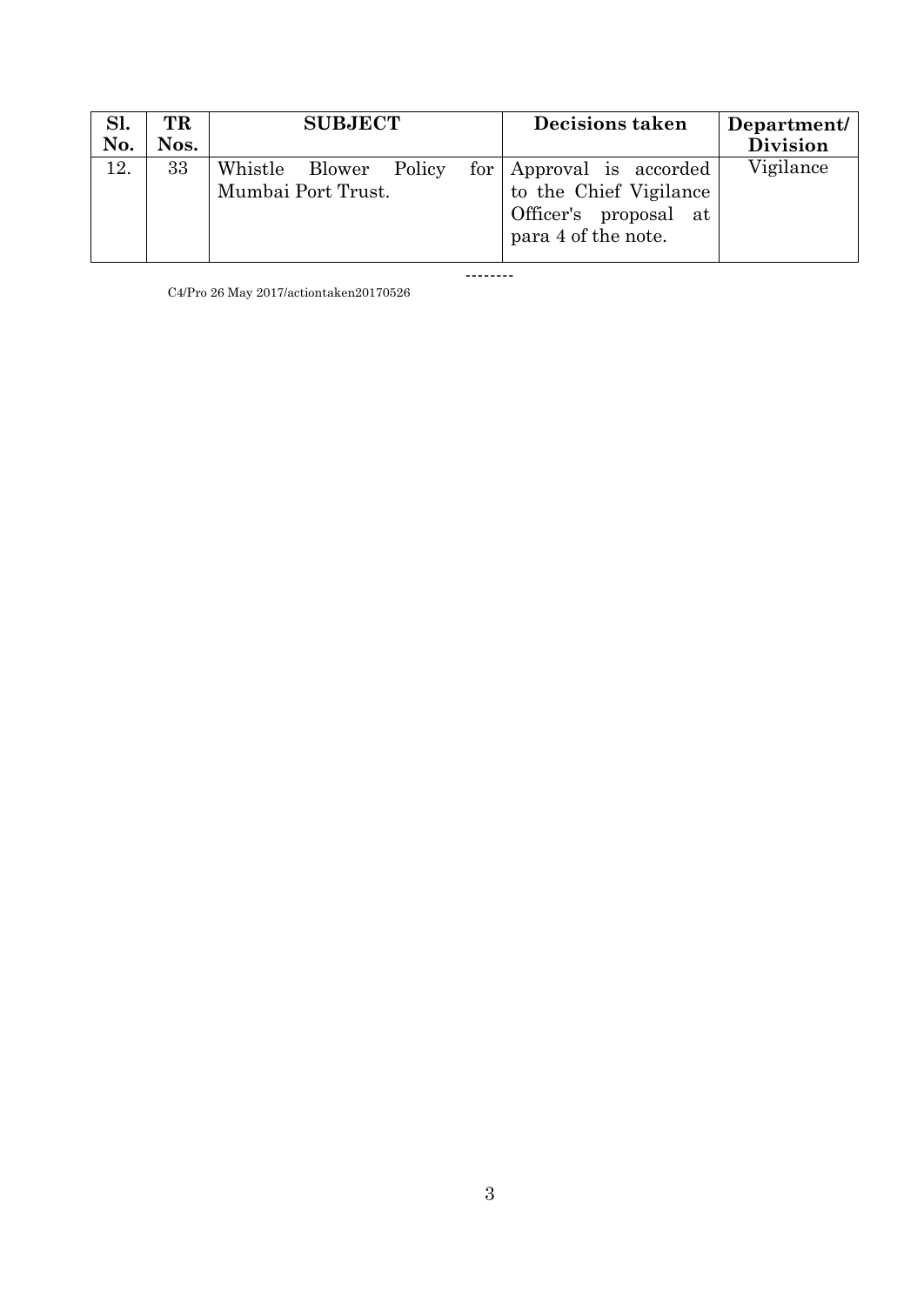| Sl. No. | TR Nos. | SUBJECT | Decisions taken | Department/ Division |
|---|---|---|---|---|
| 12. | 33 | Whistle Blower Policy for Mumbai Port Trust. | Approval is accorded to the Chief Vigilance Officer's proposal at para 4 of the note. | Vigilance |

--------

C4/Pro 26 May 2017/actiontaken20170526